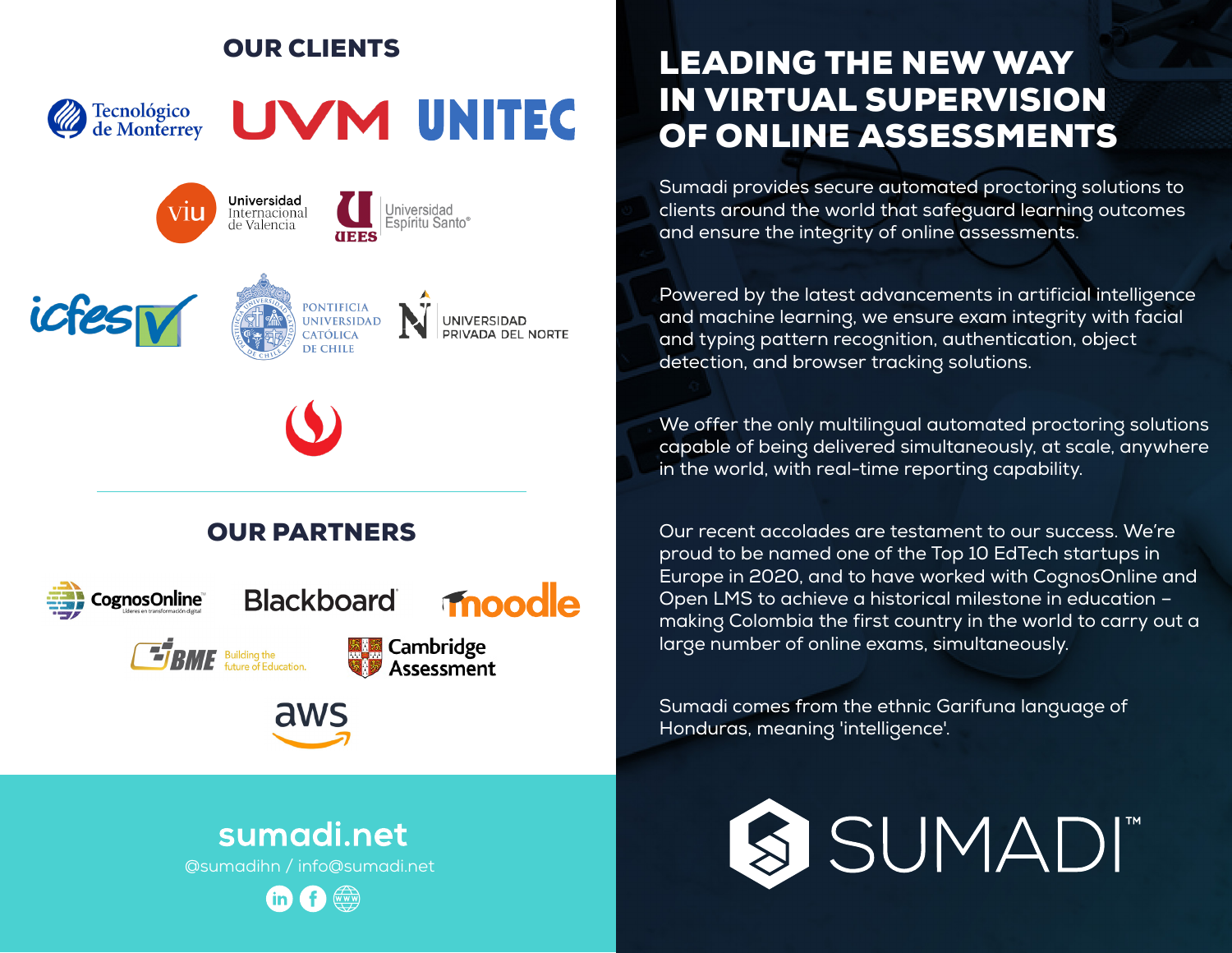## OUR CLIENTS

Tecnológico de Monterrey

UVM

UNITEC

Universidad Internacional de Valencia

UEES Universidad Espíritu Santo®

icfes

Pontificia Universidad Católica de Chile

Universidad Privada del Norte

## OUR PARTNERS

CognosOnline

Blackboard

moodle

BME Building the future of Education.

Cambridge Assessment

aws

**sumadi.net**

@sumadihn / info@sumadi.net

# LEADING THE NEW WAY IN VIRTUAL SUPERVISION OF ONLINE ASSESSMENTS

Sumadi provides secure automated proctoring solutions to clients around the world that safeguard learning outcomes and ensure the integrity of online assessments.

Powered by the latest advancements in artificial intelligence and machine learning, we ensure exam integrity with facial and typing pattern recognition, authentication, object detection, and browser tracking solutions.

We offer the only multilingual automated proctoring solutions capable of being delivered simultaneously, at scale, anywhere in the world, with real-time reporting capability.

Our recent accolades are testament to our success. We're proud to be named one of the Top 10 EdTech startups in Europe in 2020, and to have worked with CognosOnline and Open LMS to achieve a historical milestone in education – making Colombia the first country in the world to carry out a large number of online exams, simultaneously.

Sumadi comes from the ethnic Garifuna language of Honduras, meaning 'intelligence'.

SUMADI™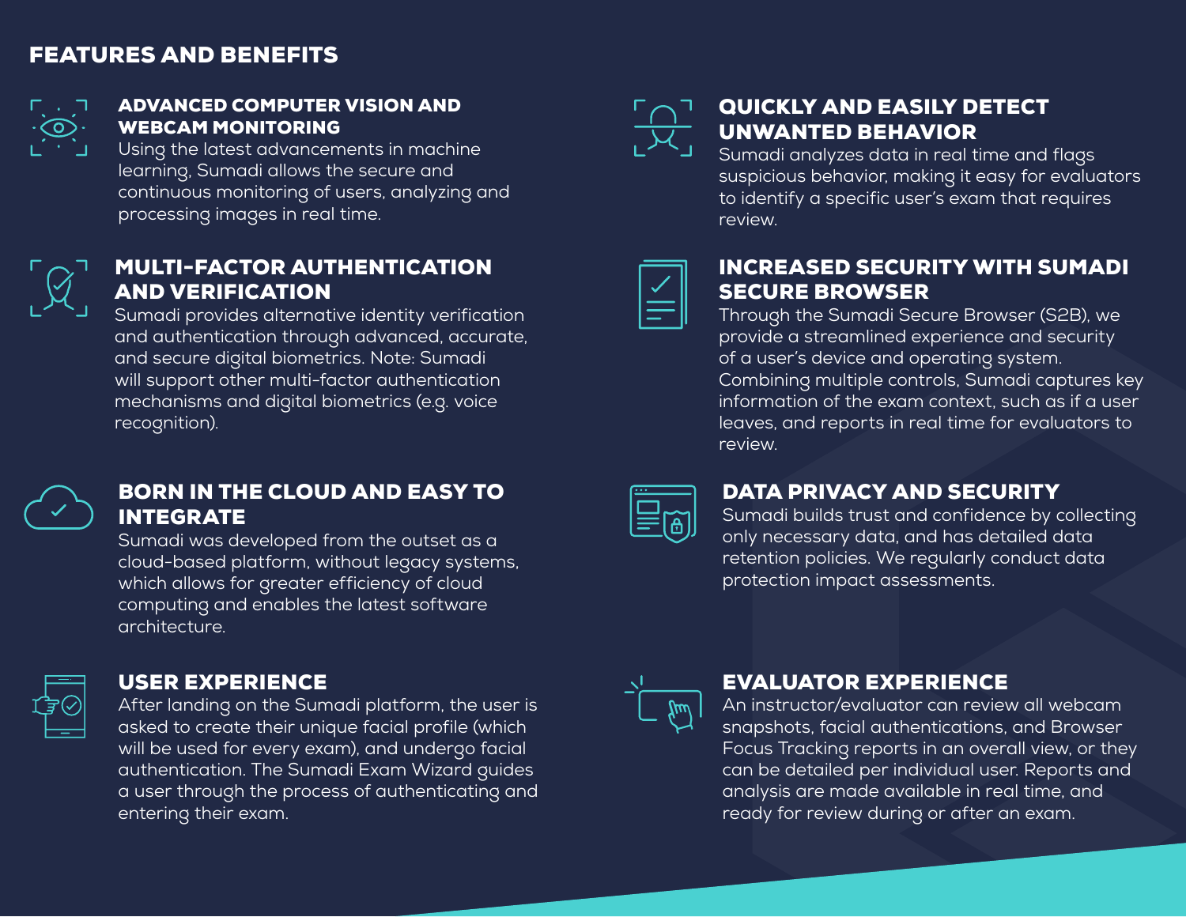## FEATURES AND BENEFITS

### ADVANCED COMPUTER VISION AND WEBCAM MONITORING

Using the latest advancements in machine learning, Sumadi allows the secure and continuous monitoring of users, analyzing and processing images in real time.

### MULTI-FACTOR AUTHENTICATION AND VERIFICATION

Sumadi provides alternative identity verification and authentication through advanced, accurate, and secure digital biometrics. Note: Sumadi will support other multi-factor authentication mechanisms and digital biometrics (e.g. voice recognition).

### BORN IN THE CLOUD AND EASY TO INTEGRATE

Sumadi was developed from the outset as a cloud-based platform, without legacy systems, which allows for greater efficiency of cloud computing and enables the latest software architecture.

### USER EXPERIENCE

After landing on the Sumadi platform, the user is asked to create their unique facial profile (which will be used for every exam), and undergo facial authentication. The Sumadi Exam Wizard guides a user through the process of authenticating and entering their exam.

### QUICKLY AND EASILY DETECT UNWANTED BEHAVIOR

Sumadi analyzes data in real time and flags suspicious behavior, making it easy for evaluators to identify a specific user's exam that requires review.

### INCREASED SECURITY WITH SUMADI SECURE BROWSER

Through the Sumadi Secure Browser (S2B), we provide a streamlined experience and security of a user's device and operating system. Combining multiple controls, Sumadi captures key information of the exam context, such as if a user leaves, and reports in real time for evaluators to review.

### DATA PRIVACY AND SECURITY

Sumadi builds trust and confidence by collecting only necessary data, and has detailed data retention policies. We regularly conduct data protection impact assessments.

### EVALUATOR EXPERIENCE

An instructor/evaluator can review all webcam snapshots, facial authentications, and Browser Focus Tracking reports in an overall view, or they can be detailed per individual user. Reports and analysis are made available in real time, and ready for review during or after an exam.